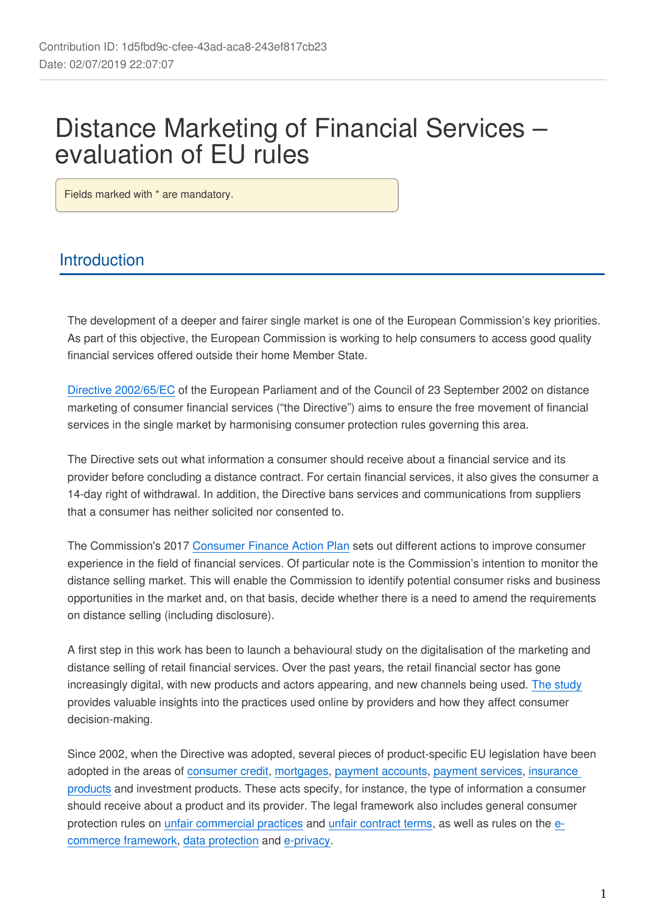Contribution ID: 1d5fbd9c-cfee-43ad-aca8-243ef817cb23
Date: 02/07/2019 22:07:07

# Distance Marketing of Financial Services – evaluation of EU rules

Fields marked with * are mandatory.

## Introduction

The development of a deeper and fairer single market is one of the European Commission's key priorities. As part of this objective, the European Commission is working to help consumers to access good quality financial services offered outside their home Member State.

Directive 2002/65/EC of the European Parliament and of the Council of 23 September 2002 on distance marketing of consumer financial services ("the Directive") aims to ensure the free movement of financial services in the single market by harmonising consumer protection rules governing this area.

The Directive sets out what information a consumer should receive about a financial service and its provider before concluding a distance contract. For certain financial services, it also gives the consumer a 14-day right of withdrawal. In addition, the Directive bans services and communications from suppliers that a consumer has neither solicited nor consented to.

The Commission's 2017 Consumer Finance Action Plan sets out different actions to improve consumer experience in the field of financial services. Of particular note is the Commission's intention to monitor the distance selling market. This will enable the Commission to identify potential consumer risks and business opportunities in the market and, on that basis, decide whether there is a need to amend the requirements on distance selling (including disclosure).

A first step in this work has been to launch a behavioural study on the digitalisation of the marketing and distance selling of retail financial services. Over the past years, the retail financial sector has gone increasingly digital, with new products and actors appearing, and new channels being used. The study provides valuable insights into the practices used online by providers and how they affect consumer decision-making.

Since 2002, when the Directive was adopted, several pieces of product-specific EU legislation have been adopted in the areas of consumer credit, mortgages, payment accounts, payment services, insurance products and investment products. These acts specify, for instance, the type of information a consumer should receive about a product and its provider. The legal framework also includes general consumer protection rules on unfair commercial practices and unfair contract terms, as well as rules on the e-commerce framework, data protection and e-privacy.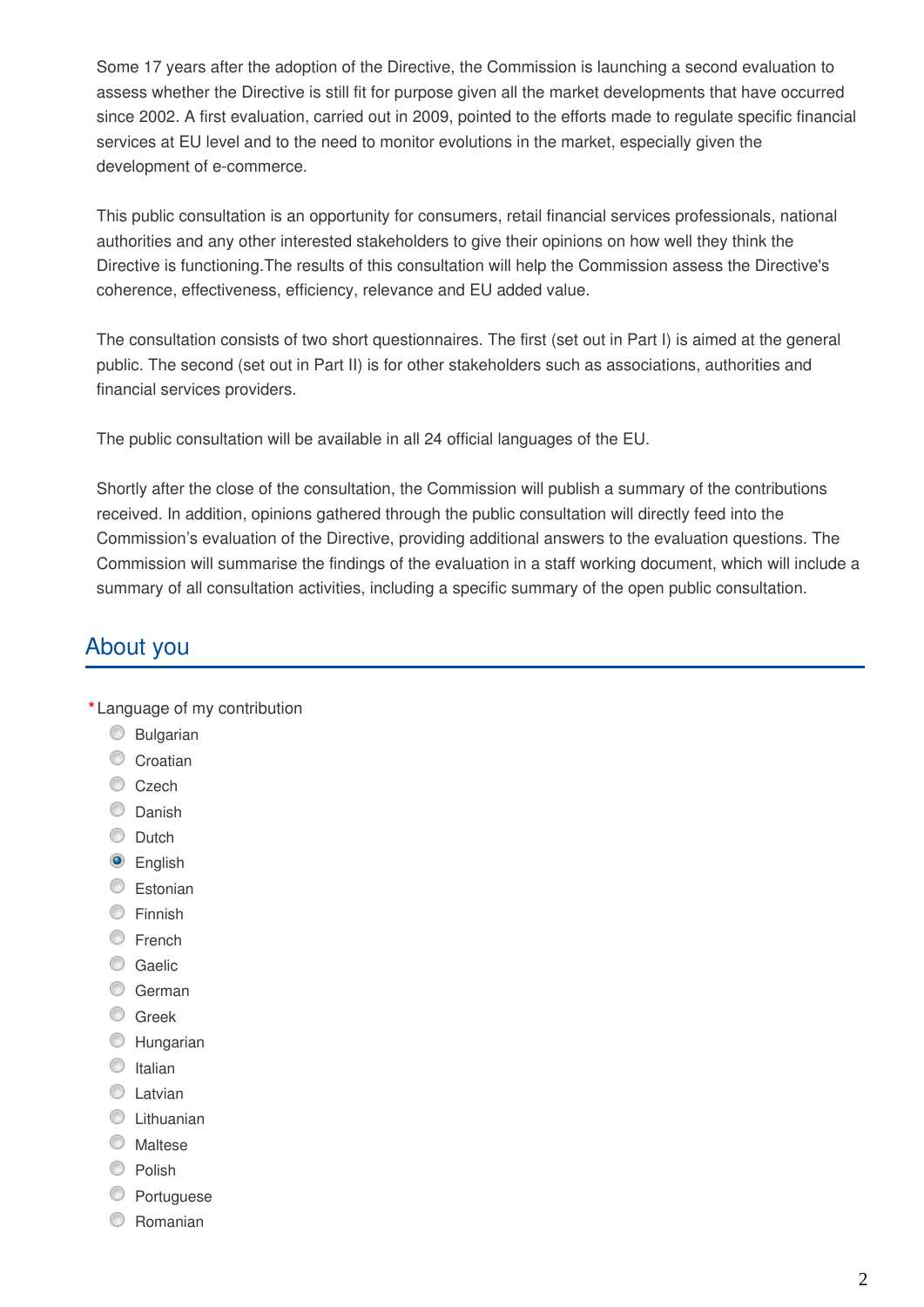Some 17 years after the adoption of the Directive, the Commission is launching a second evaluation to assess whether the Directive is still fit for purpose given all the market developments that have occurred since 2002. A first evaluation, carried out in 2009, pointed to the efforts made to regulate specific financial services at EU level and to the need to monitor evolutions in the market, especially given the development of e-commerce.

This public consultation is an opportunity for consumers, retail financial services professionals, national authorities and any other interested stakeholders to give their opinions on how well they think the Directive is functioning.The results of this consultation will help the Commission assess the Directive's coherence, effectiveness, efficiency, relevance and EU added value.

The consultation consists of two short questionnaires. The first (set out in Part I) is aimed at the general public. The second (set out in Part II) is for other stakeholders such as associations, authorities and financial services providers.

The public consultation will be available in all 24 official languages of the EU.

Shortly after the close of the consultation, the Commission will publish a summary of the contributions received. In addition, opinions gathered through the public consultation will directly feed into the Commission's evaluation of the Directive, providing additional answers to the evaluation questions. The Commission will summarise the findings of the evaluation in a staff working document, which will include a summary of all consultation activities, including a specific summary of the open public consultation.

## About you

*Language of my contribution

- ○ Bulgarian
- ○ Croatian
- ○ Czech
- ○ Danish
- ○ Dutch
- ◉ English
- ○ Estonian
- ○ Finnish
- ○ French
- ○ Gaelic
- ○ German
- ○ Greek
- ○ Hungarian
- ○ Italian
- ○ Latvian
- ○ Lithuanian
- ○ Maltese
- ○ Polish
- ○ Portuguese
- ○ Romanian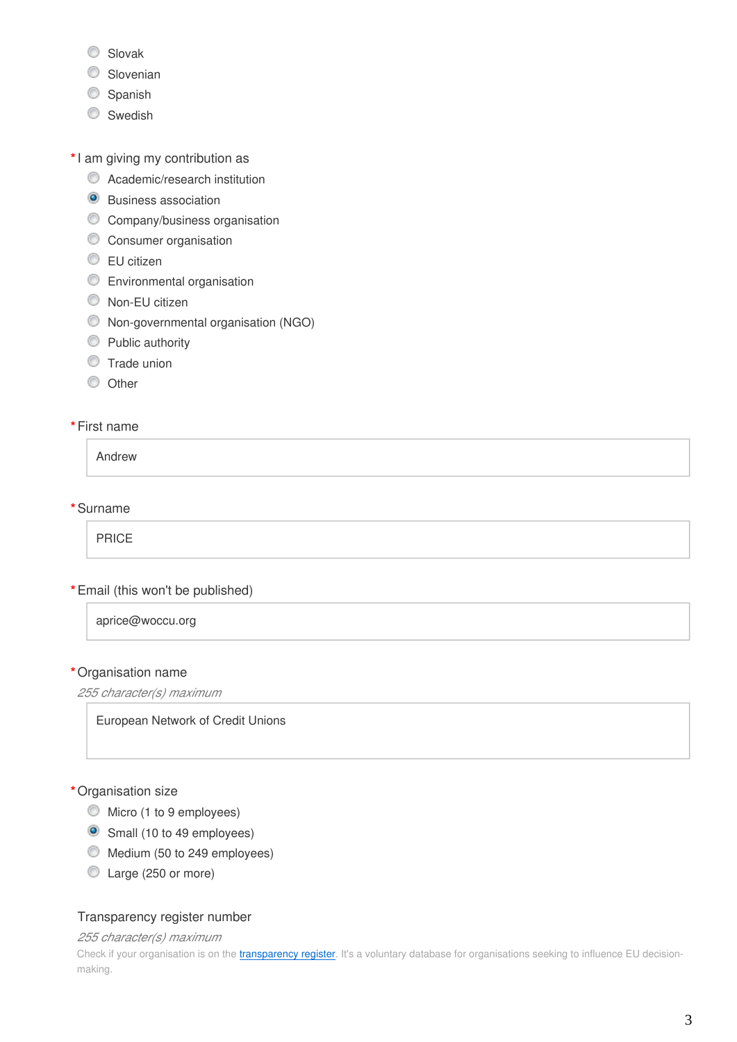- Slovak
- Slovenian
- Spanish
- Swedish

*I am giving my contribution as

- Academic/research institution
- (x) Business association
- Company/business organisation
- Consumer organisation
- EU citizen
- Environmental organisation
- Non-EU citizen
- Non-governmental organisation (NGO)
- Public authority
- Trade union
- Other

*First name

Andrew

*Surname

PRICE

*Email (this won't be published)

aprice@woccu.org

*Organisation name

*255 character(s) maximum*

European Network of Credit Unions

*Organisation size

- Micro (1 to 9 employees)
- (x) Small (10 to 49 employees)
- Medium (50 to 249 employees)
- Large (250 or more)

Transparency register number

*255 character(s) maximum*

Check if your organisation is on the [transparency register](). It's a voluntary database for organisations seeking to influence EU decision-making.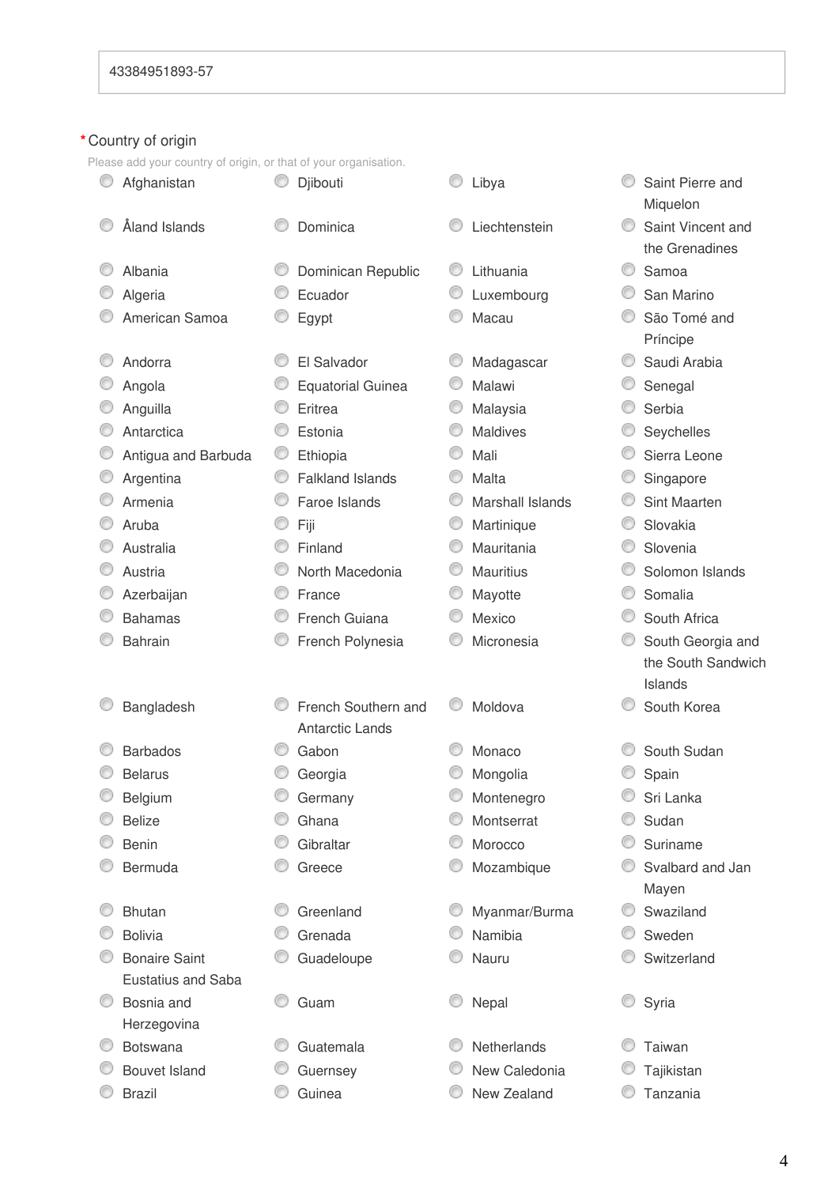43384951893-57

\* Country of origin

Please add your country of origin, or that of your organisation.

- Afghanistan
- Åland Islands
- Albania
- Algeria
- American Samoa
- Andorra
- Angola
- Anguilla
- Antarctica
- Antigua and Barbuda
- Argentina
- Armenia
- Aruba
- Australia
- Austria
- Azerbaijan
- Bahamas
- Bahrain
- Bangladesh
- Barbados
- Belarus
- Belgium
- Belize
- Benin
- Bermuda
- Bhutan
- Bolivia
- Bonaire Saint Eustatius and Saba
- Bosnia and Herzegovina
- Botswana
- Bouvet Island
- Brazil
- Djibouti
- Dominica
- Dominican Republic
- Ecuador
- Egypt
- El Salvador
- Equatorial Guinea
- Eritrea
- Estonia
- Ethiopia
- Falkland Islands
- Faroe Islands
- Fiji
- Finland
- North Macedonia
- France
- French Guiana
- French Polynesia
- French Southern and Antarctic Lands
- Gabon
- Georgia
- Germany
- Ghana
- Gibraltar
- Greece
- Greenland
- Grenada
- Guadeloupe
- Guam
- Guatemala
- Guernsey
- Guinea
- Libya
- Liechtenstein
- Lithuania
- Luxembourg
- Macau
- Madagascar
- Malawi
- Malaysia
- Maldives
- Mali
- Malta
- Marshall Islands
- Martinique
- Mauritania
- Mauritius
- Mayotte
- Mexico
- Micronesia
- Moldova
- Monaco
- Mongolia
- Montenegro
- Montserrat
- Morocco
- Mozambique
- Myanmar/Burma
- Namibia
- Nauru
- Nepal
- Netherlands
- New Caledonia
- New Zealand
- Saint Pierre and Miquelon
- Saint Vincent and the Grenadines
- Samoa
- San Marino
- São Tomé and Príncipe
- Saudi Arabia
- Senegal
- Serbia
- Seychelles
- Sierra Leone
- Singapore
- Sint Maarten
- Slovakia
- Slovenia
- Solomon Islands
- Somalia
- South Africa
- South Georgia and the South Sandwich Islands
- South Korea
- South Sudan
- Spain
- Sri Lanka
- Sudan
- Suriname
- Svalbard and Jan Mayen
- Swaziland
- Sweden
- Switzerland
- Syria
- Taiwan
- Tajikistan
- Tanzania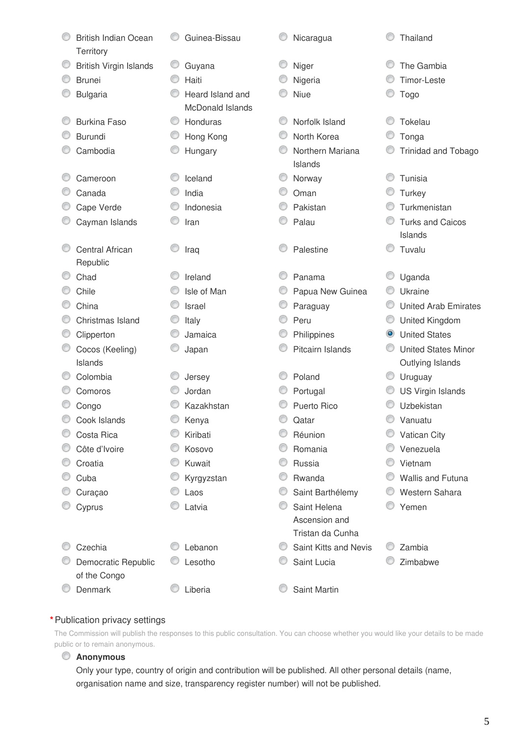- British Indian Ocean Territory
- British Virgin Islands
- Brunei
- Bulgaria
- Burkina Faso
- Burundi
- Cambodia
- Cameroon
- Canada
- Cape Verde
- Cayman Islands
- Central African Republic
- Chad
- Chile
- China
- Christmas Island
- Clipperton
- Cocos (Keeling) Islands
- Colombia
- Comoros
- Congo
- Cook Islands
- Costa Rica
- Côte d'Ivoire
- Croatia
- Cuba
- Curaçao
- Cyprus
- Czechia
- Democratic Republic of the Congo
- Denmark
- Guinea-Bissau
- Guyana
- Haiti
- Heard Island and McDonald Islands
- Honduras
- Hong Kong
- Hungary
- Iceland
- India
- Indonesia
- Iran
- Iraq
- Ireland
- Isle of Man
- Israel
- Italy
- Jamaica
- Japan
- Jersey
- Jordan
- Kazakhstan
- Kenya
- Kiribati
- Kosovo
- Kuwait
- Kyrgyzstan
- Laos
- Latvia
- Lebanon
- Lesotho
- Liberia
- Nicaragua
- Niger
- Nigeria
- Niue
- Norfolk Island
- North Korea
- Northern Mariana Islands
- Norway
- Oman
- Pakistan
- Palau
- Palestine
- Panama
- Papua New Guinea
- Paraguay
- Peru
- Philippines
- Pitcairn Islands
- Poland
- Portugal
- Puerto Rico
- Qatar
- Réunion
- Romania
- Russia
- Rwanda
- Saint Barthélemy
- Saint Helena Ascension and Tristan da Cunha
- Saint Kitts and Nevis
- Saint Lucia
- Saint Martin
- Thailand
- The Gambia
- Timor-Leste
- Togo
- Tokelau
- Tonga
- Trinidad and Tobago
- Tunisia
- Turkey
- Turkmenistan
- Turks and Caicos Islands
- Tuvalu
- Uganda
- Ukraine
- United Arab Emirates
- United Kingdom
- United States (selected)
- United States Minor Outlying Islands
- Uruguay
- US Virgin Islands
- Uzbekistan
- Vanuatu
- Vatican City
- Venezuela
- Vietnam
- Wallis and Futuna
- Western Sahara
- Yemen
- Zambia
- Zimbabwe

*Publication privacy settings

The Commission will publish the responses to this public consultation. You can choose whether you would like your details to be made public or to remain anonymous.

- **Anonymous**

  Only your type, country of origin and contribution will be published. All other personal details (name, organisation name and size, transparency register number) will not be published.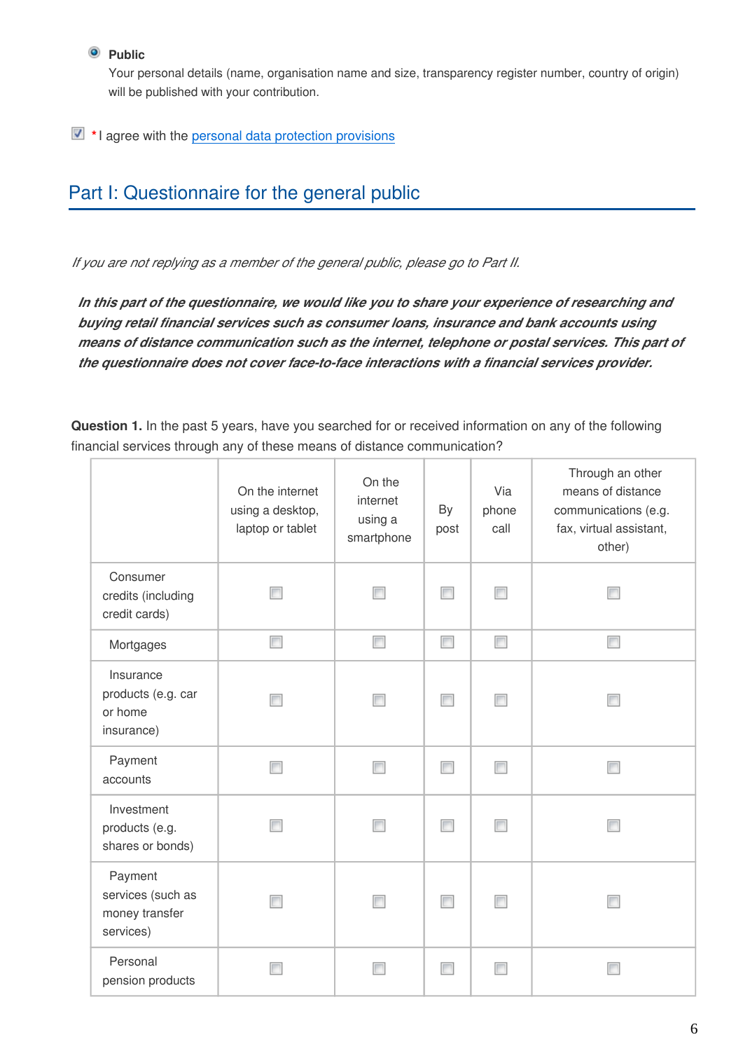- [x] **Public**
  Your personal details (name, organisation name and size, transparency register number, country of origin) will be published with your contribution.

- [x] *I agree with the personal data protection provisions

## Part I: Questionnaire for the general public

*If you are not replying as a member of the general public, please go to Part II.*

***In this part of the questionnaire, we would like you to share your experience of researching and buying retail financial services such as consumer loans, insurance and bank accounts using means of distance communication such as the internet, telephone or postal services. This part of the questionnaire does not cover face-to-face interactions with a financial services provider.***

**Question 1.** In the past 5 years, have you searched for or received information on any of the following financial services through any of these means of distance communication?

| | On the internet using a desktop, laptop or tablet | On the internet using a smartphone | By post | Via phone call | Through an other means of distance communications (e.g. fax, virtual assistant, other) |
|---|---|---|---|---|---|
| Consumer credits (including credit cards) | ☐ | ☐ | ☐ | ☐ | ☐ |
| Mortgages | ☐ | ☐ | ☐ | ☐ | ☐ |
| Insurance products (e.g. car or home insurance) | ☐ | ☐ | ☐ | ☐ | ☐ |
| Payment accounts | ☐ | ☐ | ☐ | ☐ | ☐ |
| Investment products (e.g. shares or bonds) | ☐ | ☐ | ☐ | ☐ | ☐ |
| Payment services (such as money transfer services) | ☐ | ☐ | ☐ | ☐ | ☐ |
| Personal pension products | ☐ | ☐ | ☐ | ☐ | ☐ |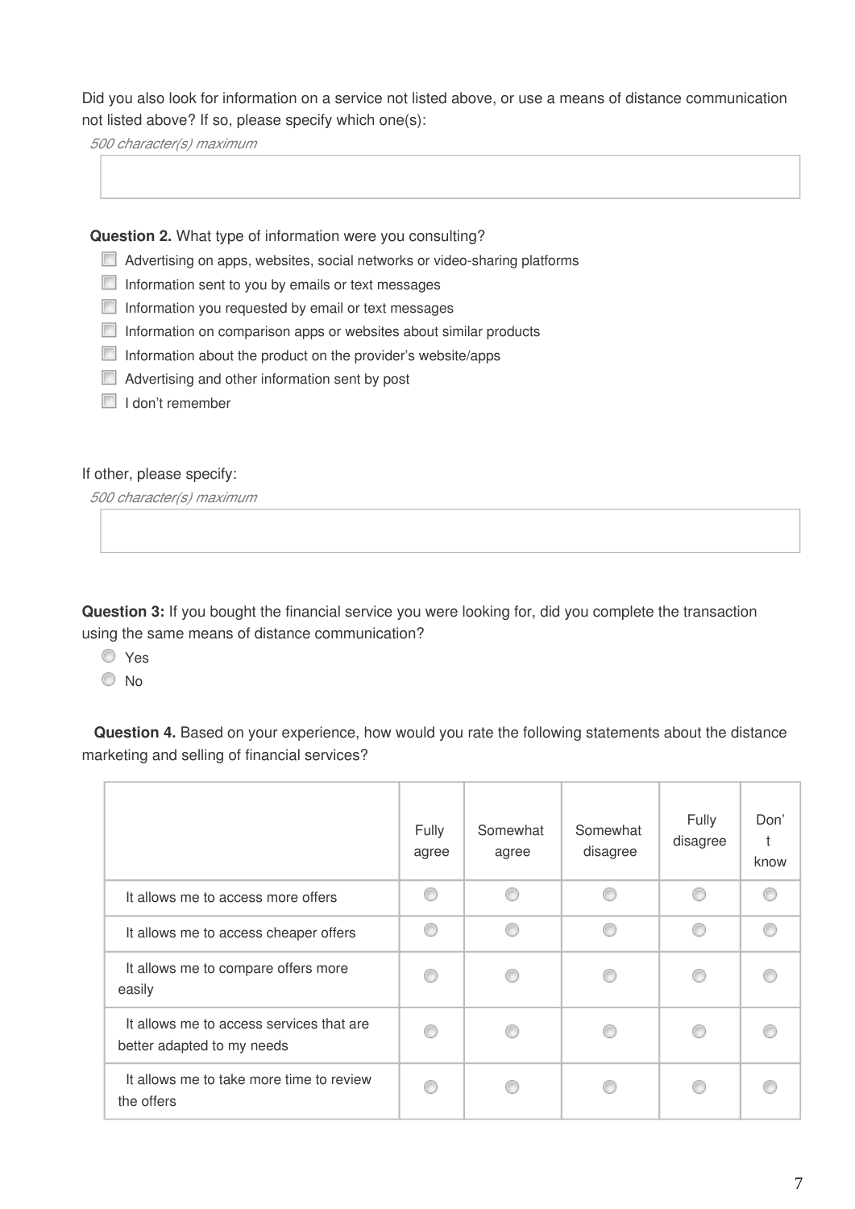Did you also look for information on a service not listed above, or use a means of distance communication not listed above? If so, please specify which one(s):

*500 character(s) maximum*

**Question 2.** What type of information were you consulting?

- [ ] Advertising on apps, websites, social networks or video-sharing platforms
- [ ] Information sent to you by emails or text messages
- [ ] Information you requested by email or text messages
- [ ] Information on comparison apps or websites about similar products
- [ ] Information about the product on the provider's website/apps
- [ ] Advertising and other information sent by post
- [ ] I don't remember

If other, please specify:

*500 character(s) maximum*

**Question 3:** If you bought the financial service you were looking for, did you complete the transaction using the same means of distance communication?

- Yes
- No

**Question 4.** Based on your experience, how would you rate the following statements about the distance marketing and selling of financial services?

| | Fully agree | Somewhat agree | Somewhat disagree | Fully disagree | Don't know |
|---|---|---|---|---|---|
| It allows me to access more offers | ○ | ○ | ○ | ○ | ○ |
| It allows me to access cheaper offers | ○ | ○ | ○ | ○ | ○ |
| It allows me to compare offers more easily | ○ | ○ | ○ | ○ | ○ |
| It allows me to access services that are better adapted to my needs | ○ | ○ | ○ | ○ | ○ |
| It allows me to take more time to review the offers | ○ | ○ | ○ | ○ | ○ |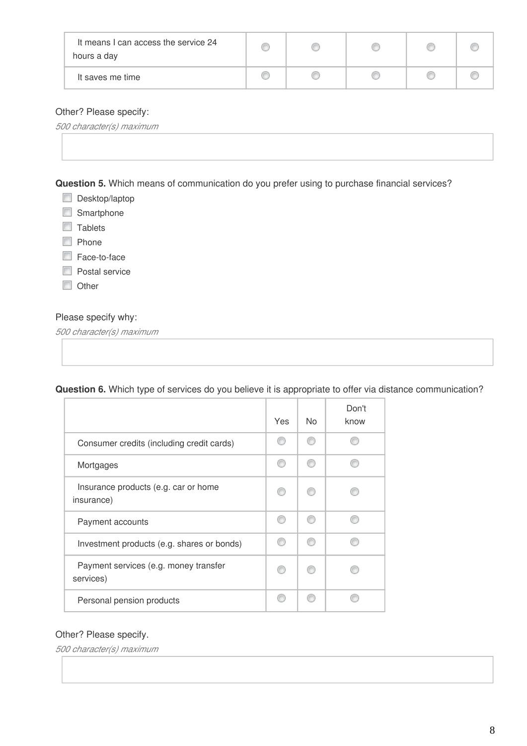| | | | | | |
|---|---|---|---|---|---|
| It means I can access the service 24 hours a day | ◯ | ◯ | ◯ | ◯ | ◯ |
| It saves me time | ◯ | ◯ | ◯ | ◯ | ◯ |

Other? Please specify:

*500 character(s) maximum*

**Question 5.** Which means of communication do you prefer using to purchase financial services?

- [ ] Desktop/laptop
- [ ] Smartphone
- [ ] Tablets
- [ ] Phone
- [ ] Face-to-face
- [ ] Postal service
- [ ] Other

Please specify why:

*500 character(s) maximum*

**Question 6.** Which type of services do you believe it is appropriate to offer via distance communication?

| | Yes | No | Don't know |
|---|---|---|---|
| Consumer credits (including credit cards) | ◯ | ◯ | ◯ |
| Mortgages | ◯ | ◯ | ◯ |
| Insurance products (e.g. car or home insurance) | ◯ | ◯ | ◯ |
| Payment accounts | ◯ | ◯ | ◯ |
| Investment products (e.g. shares or bonds) | ◯ | ◯ | ◯ |
| Payment services (e.g. money transfer services) | ◯ | ◯ | ◯ |
| Personal pension products | ◯ | ◯ | ◯ |

Other? Please specify.

*500 character(s) maximum*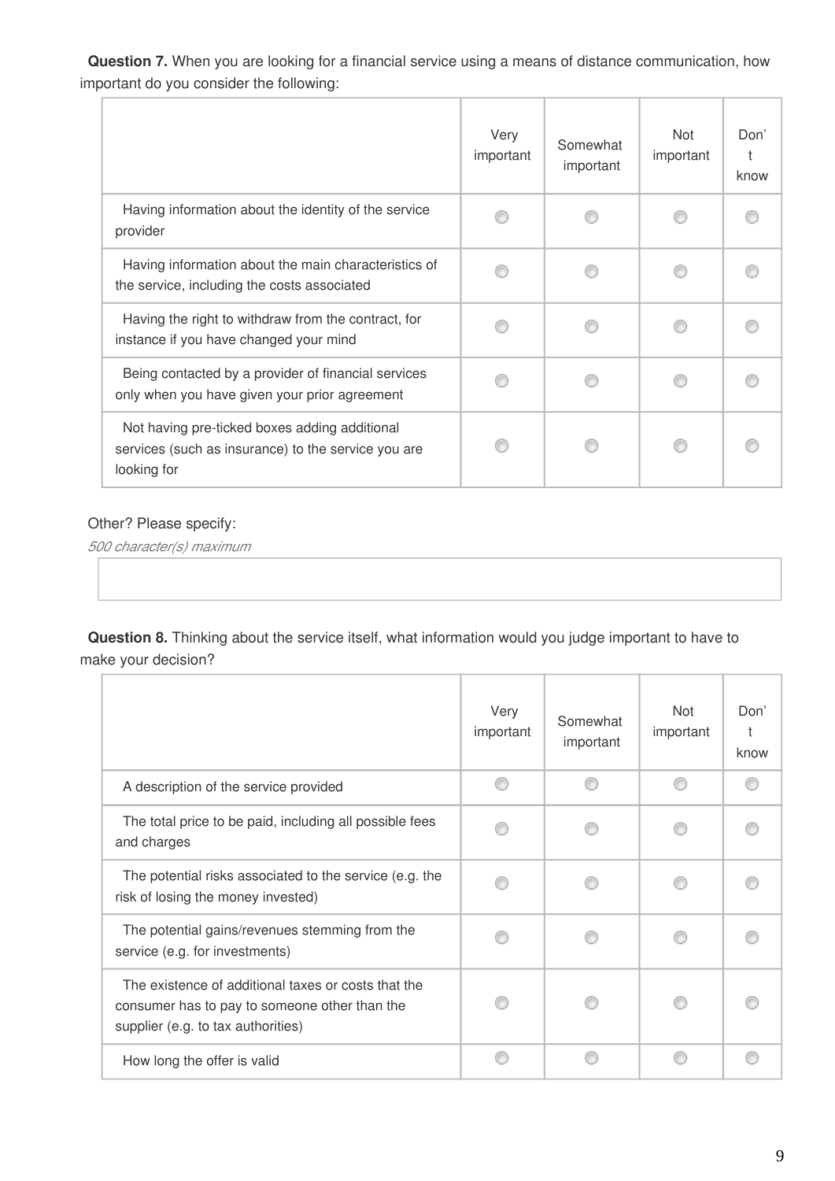**Question 7.** When you are looking for a financial service using a means of distance communication, how important do you consider the following:

| | Very important | Somewhat important | Not important | Don't know |
|---|---|---|---|---|
| Having information about the identity of the service provider | ○ | ○ | ○ | ○ |
| Having information about the main characteristics of the service, including the costs associated | ○ | ○ | ○ | ○ |
| Having the right to withdraw from the contract, for instance if you have changed your mind | ○ | ○ | ○ | ○ |
| Being contacted by a provider of financial services only when you have given your prior agreement | ○ | ○ | ○ | ○ |
| Not having pre-ticked boxes adding additional services (such as insurance) to the service you are looking for | ○ | ○ | ○ | ○ |

Other? Please specify:

*500 character(s) maximum*

**Question 8.** Thinking about the service itself, what information would you judge important to have to make your decision?

| | Very important | Somewhat important | Not important | Don't know |
|---|---|---|---|---|
| A description of the service provided | ○ | ○ | ○ | ○ |
| The total price to be paid, including all possible fees and charges | ○ | ○ | ○ | ○ |
| The potential risks associated to the service (e.g. the risk of losing the money invested) | ○ | ○ | ○ | ○ |
| The potential gains/revenues stemming from the service (e.g. for investments) | ○ | ○ | ○ | ○ |
| The existence of additional taxes or costs that the consumer has to pay to someone other than the supplier (e.g. to tax authorities) | ○ | ○ | ○ | ○ |
| How long the offer is valid | ○ | ○ | ○ | ○ |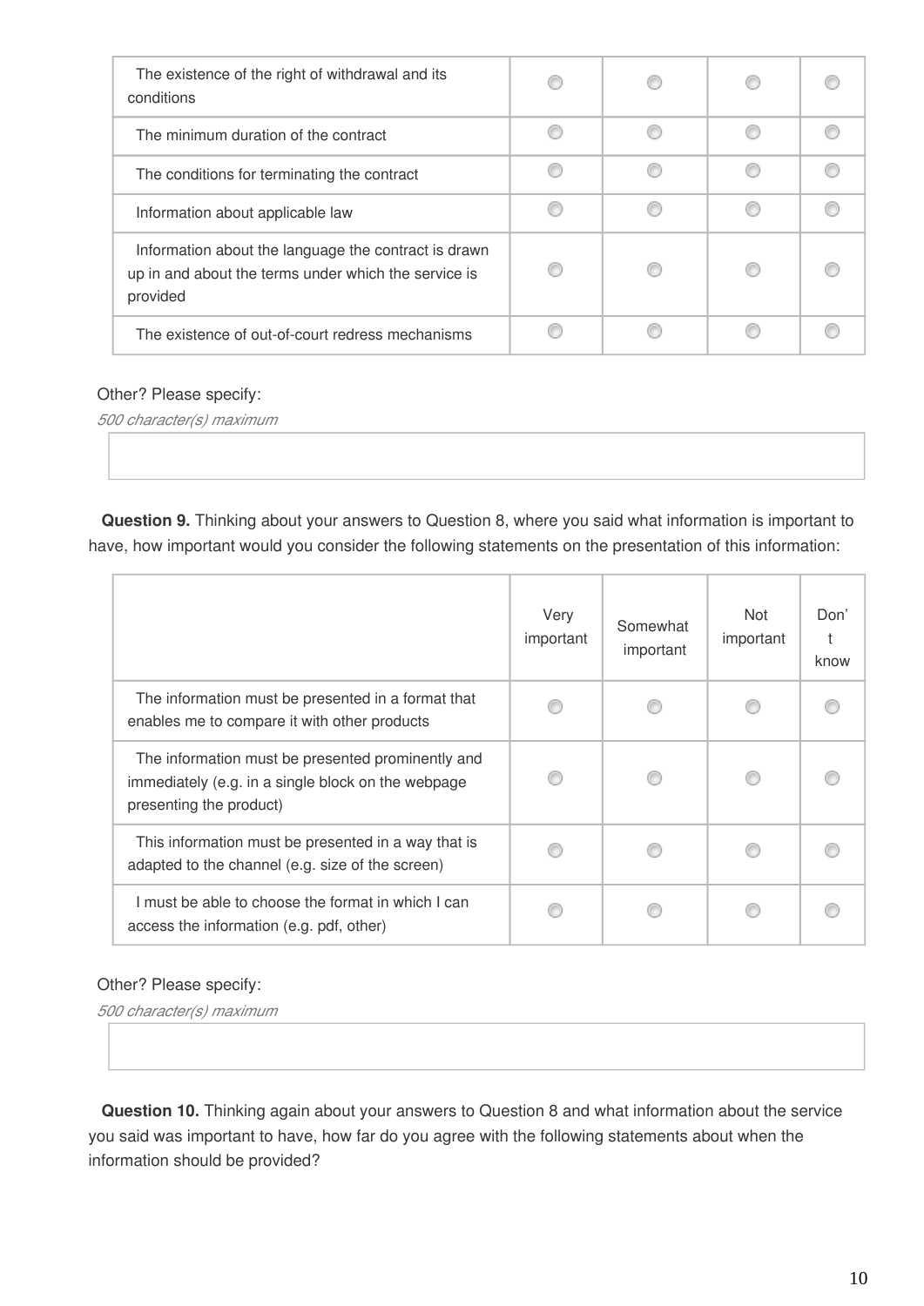| | | | | |
|---|---|---|---|---|
| The existence of the right of withdrawal and its conditions | ◯ | ◯ | ◯ | ◯ |
| The minimum duration of the contract | ◯ | ◯ | ◯ | ◯ |
| The conditions for terminating the contract | ◯ | ◯ | ◯ | ◯ |
| Information about applicable law | ◯ | ◯ | ◯ | ◯ |
| Information about the language the contract is drawn up in and about the terms under which the service is provided | ◯ | ◯ | ◯ | ◯ |
| The existence of out-of-court redress mechanisms | ◯ | ◯ | ◯ | ◯ |

Other? Please specify:

*500 character(s) maximum*

**Question 9.** Thinking about your answers to Question 8, where you said what information is important to have, how important would you consider the following statements on the presentation of this information:

| | Very important | Somewhat important | Not important | Don't know |
|---|---|---|---|---|
| The information must be presented in a format that enables me to compare it with other products | ◯ | ◯ | ◯ | ◯ |
| The information must be presented prominently and immediately (e.g. in a single block on the webpage presenting the product) | ◯ | ◯ | ◯ | ◯ |
| This information must be presented in a way that is adapted to the channel (e.g. size of the screen) | ◯ | ◯ | ◯ | ◯ |
| I must be able to choose the format in which I can access the information (e.g. pdf, other) | ◯ | ◯ | ◯ | ◯ |

Other? Please specify:

*500 character(s) maximum*

**Question 10.** Thinking again about your answers to Question 8 and what information about the service you said was important to have, how far do you agree with the following statements about when the information should be provided?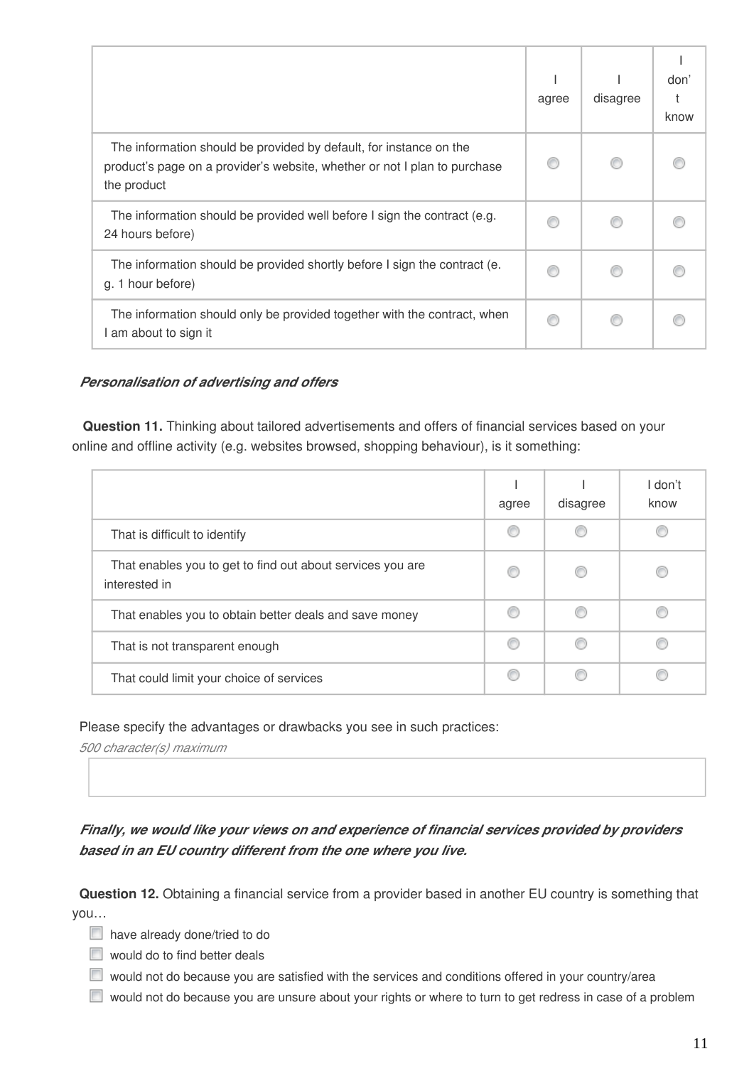| | I agree | I disagree | I don't know |
|---|---|---|---|
| The information should be provided by default, for instance on the product's page on a provider's website, whether or not I plan to purchase the product | | | |
| The information should be provided well before I sign the contract (e.g. 24 hours before) | | | |
| The information should be provided shortly before I sign the contract (e. g. 1 hour before) | | | |
| The information should only be provided together with the contract, when I am about to sign it | | | |

***Personalisation of advertising and offers***

**Question 11.** Thinking about tailored advertisements and offers of financial services based on your online and offline activity (e.g. websites browsed, shopping behaviour), is it something:

| | I agree | I disagree | I don't know |
|---|---|---|---|
| That is difficult to identify | | | |
| That enables you to get to find out about services you are interested in | | | |
| That enables you to obtain better deals and save money | | | |
| That is not transparent enough | | | |
| That could limit your choice of services | | | |

Please specify the advantages or drawbacks you see in such practices:

*500 character(s) maximum*

***Finally, we would like your views on and experience of financial services provided by providers based in an EU country different from the one where you live.***

**Question 12.** Obtaining a financial service from a provider based in another EU country is something that you…

- [ ] have already done/tried to do
- [ ] would do to find better deals
- [ ] would not do because you are satisfied with the services and conditions offered in your country/area
- [ ] would not do because you are unsure about your rights or where to turn to get redress in case of a problem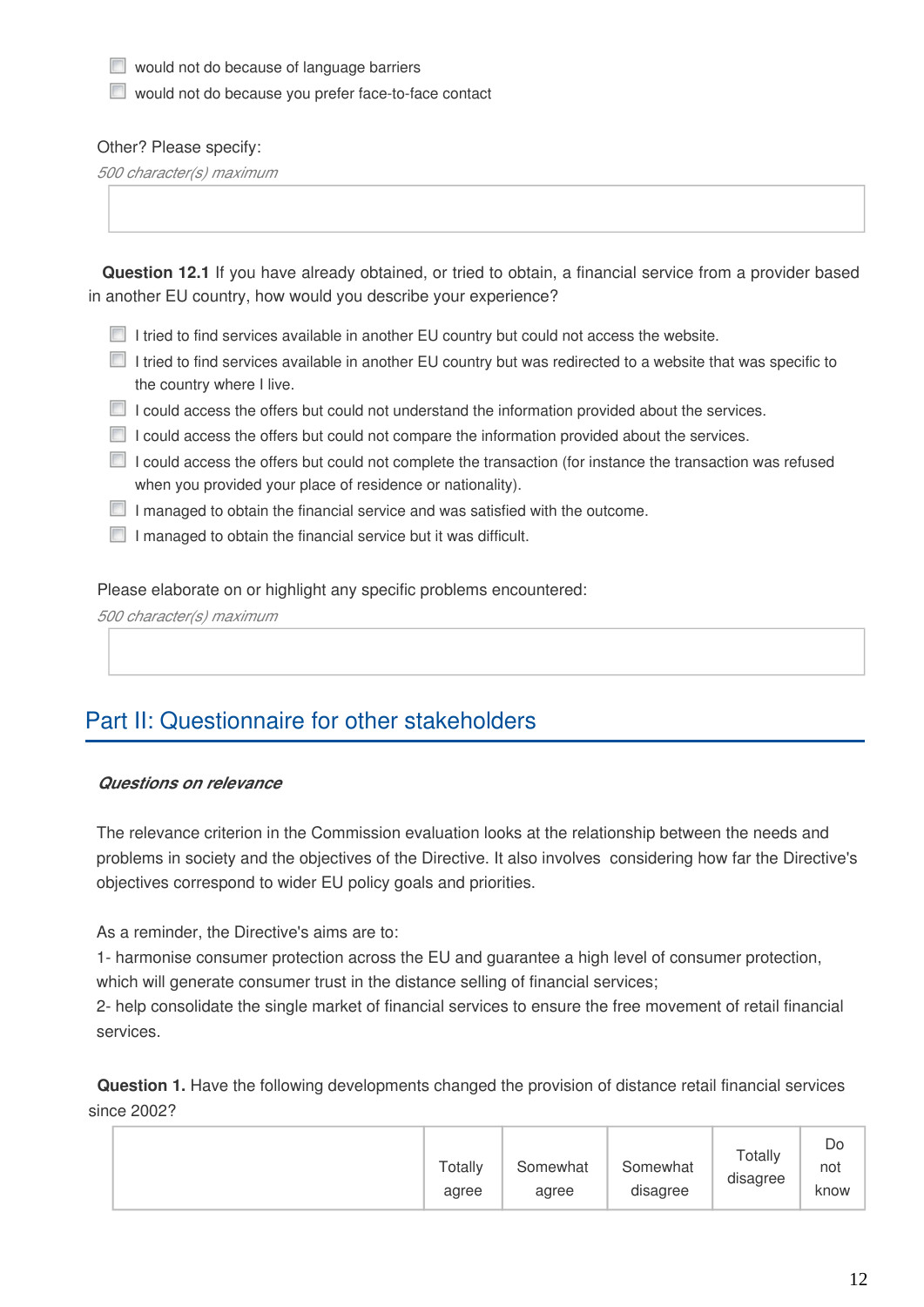- [ ] would not do because of language barriers
- [ ] would not do because you prefer face-to-face contact

Other? Please specify:

*500 character(s) maximum*

**Question 12.1** If you have already obtained, or tried to obtain, a financial service from a provider based in another EU country, how would you describe your experience?

- [ ] I tried to find services available in another EU country but could not access the website.
- [ ] I tried to find services available in another EU country but was redirected to a website that was specific to the country where I live.
- [ ] I could access the offers but could not understand the information provided about the services.
- [ ] I could access the offers but could not compare the information provided about the services.
- [ ] I could access the offers but could not complete the transaction (for instance the transaction was refused when you provided your place of residence or nationality).
- [ ] I managed to obtain the financial service and was satisfied with the outcome.
- [ ] I managed to obtain the financial service but it was difficult.

Please elaborate on or highlight any specific problems encountered:

*500 character(s) maximum*

## Part II: Questionnaire for other stakeholders

***Questions on relevance***

The relevance criterion in the Commission evaluation looks at the relationship between the needs and problems in society and the objectives of the Directive. It also involves considering how far the Directive's objectives correspond to wider EU policy goals and priorities.

As a reminder, the Directive's aims are to:

1- harmonise consumer protection across the EU and guarantee a high level of consumer protection, which will generate consumer trust in the distance selling of financial services;

2- help consolidate the single market of financial services to ensure the free movement of retail financial services.

**Question 1.** Have the following developments changed the provision of distance retail financial services since 2002?

| | Totally agree | Somewhat agree | Somewhat disagree | Totally disagree | Do not know |
|---|---|---|---|---|---|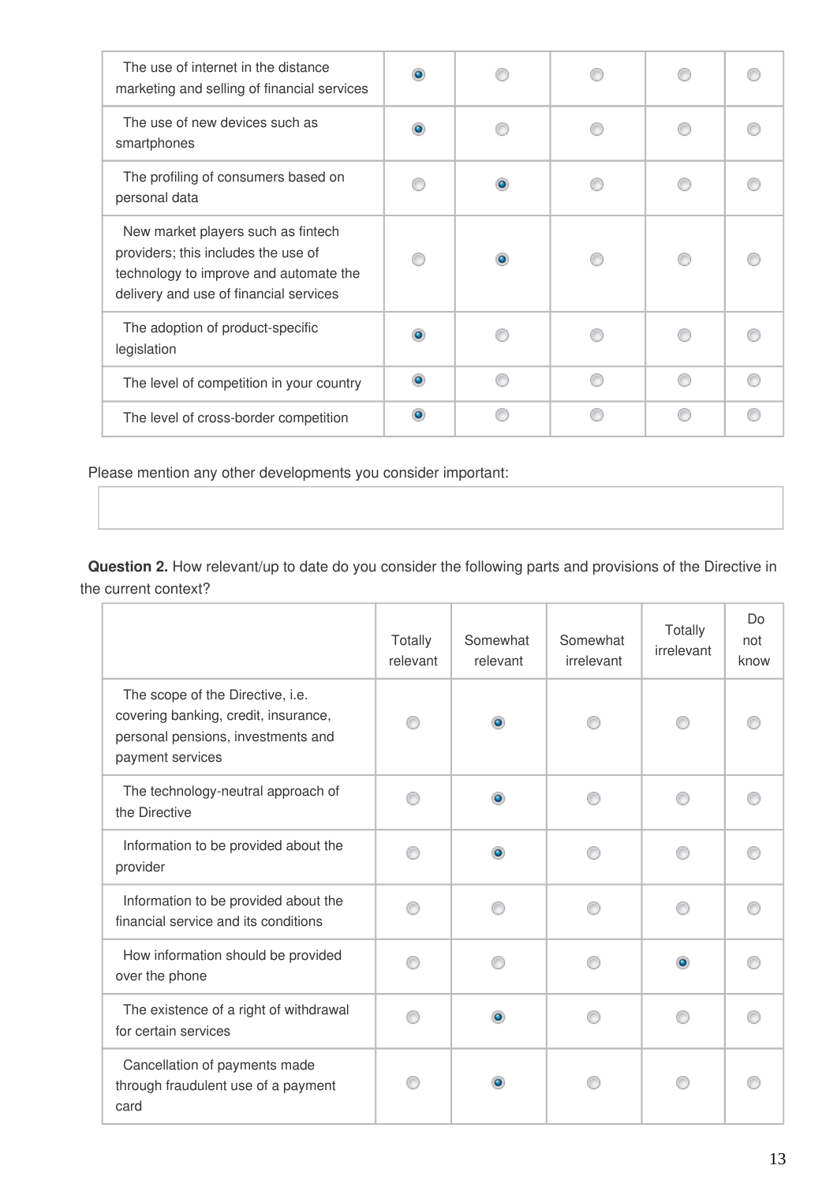| | | | | | |
|---|---|---|---|---|---|
| The use of internet in the distance marketing and selling of financial services | ◉ | ○ | ○ | ○ | ○ |
| The use of new devices such as smartphones | ◉ | ○ | ○ | ○ | ○ |
| The profiling of consumers based on personal data | ○ | ◉ | ○ | ○ | ○ |
| New market players such as fintech providers; this includes the use of technology to improve and automate the delivery and use of financial services | ○ | ◉ | ○ | ○ | ○ |
| The adoption of product-specific legislation | ◉ | ○ | ○ | ○ | ○ |
| The level of competition in your country | ◉ | ○ | ○ | ○ | ○ |
| The level of cross-border competition | ◉ | ○ | ○ | ○ | ○ |

Please mention any other developments you consider important:

**Question 2.** How relevant/up to date do you consider the following parts and provisions of the Directive in the current context?

| | Totally relevant | Somewhat relevant | Somewhat irrelevant | Totally irrelevant | Do not know |
|---|---|---|---|---|---|
| The scope of the Directive, i.e. covering banking, credit, insurance, personal pensions, investments and payment services | ○ | ◉ | ○ | ○ | ○ |
| The technology-neutral approach of the Directive | ○ | ◉ | ○ | ○ | ○ |
| Information to be provided about the provider | ○ | ◉ | ○ | ○ | ○ |
| Information to be provided about the financial service and its conditions | ○ | ○ | ○ | ○ | ○ |
| How information should be provided over the phone | ○ | ○ | ○ | ◉ | ○ |
| The existence of a right of withdrawal for certain services | ○ | ◉ | ○ | ○ | ○ |
| Cancellation of payments made through fraudulent use of a payment card | ○ | ◉ | ○ | ○ | ○ |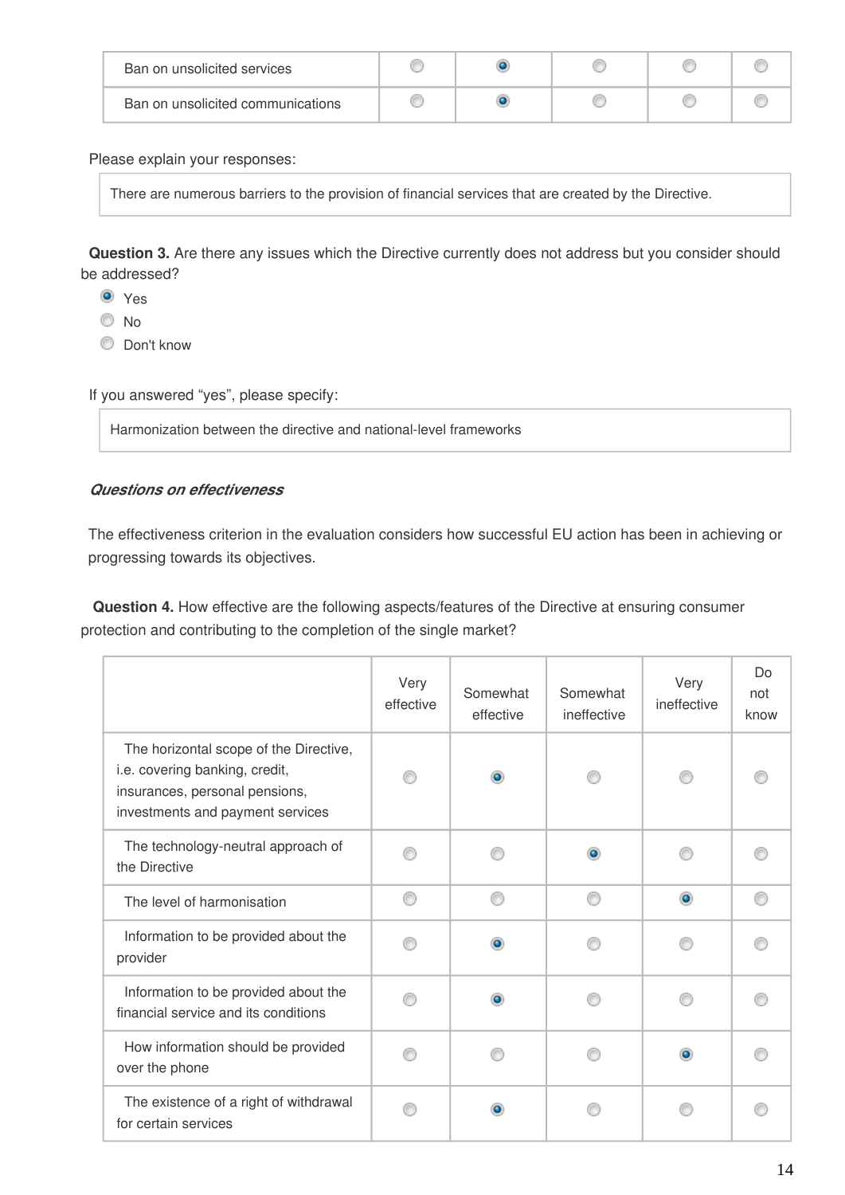| | | | | | |
|---|---|---|---|---|---|
| Ban on unsolicited services | ○ | ◉ | ○ | ○ | ○ |
| Ban on unsolicited communications | ○ | ◉ | ○ | ○ | ○ |

Please explain your responses:

There are numerous barriers to the provision of financial services that are created by the Directive.

**Question 3.** Are there any issues which the Directive currently does not address but you consider should be addressed?

- ◉ Yes
- ○ No
- ○ Don't know

If you answered "yes", please specify:

Harmonization between the directive and national-level frameworks

***Questions on effectiveness***

The effectiveness criterion in the evaluation considers how successful EU action has been in achieving or progressing towards its objectives.

**Question 4.** How effective are the following aspects/features of the Directive at ensuring consumer protection and contributing to the completion of the single market?

| | Very effective | Somewhat effective | Somewhat ineffective | Very ineffective | Do not know |
|---|---|---|---|---|---|
| The horizontal scope of the Directive, i.e. covering banking, credit, insurances, personal pensions, investments and payment services | ○ | ◉ | ○ | ○ | ○ |
| The technology-neutral approach of the Directive | ○ | ○ | ◉ | ○ | ○ |
| The level of harmonisation | ○ | ○ | ○ | ◉ | ○ |
| Information to be provided about the provider | ○ | ◉ | ○ | ○ | ○ |
| Information to be provided about the financial service and its conditions | ○ | ◉ | ○ | ○ | ○ |
| How information should be provided over the phone | ○ | ○ | ○ | ◉ | ○ |
| The existence of a right of withdrawal for certain services | ○ | ◉ | ○ | ○ | ○ |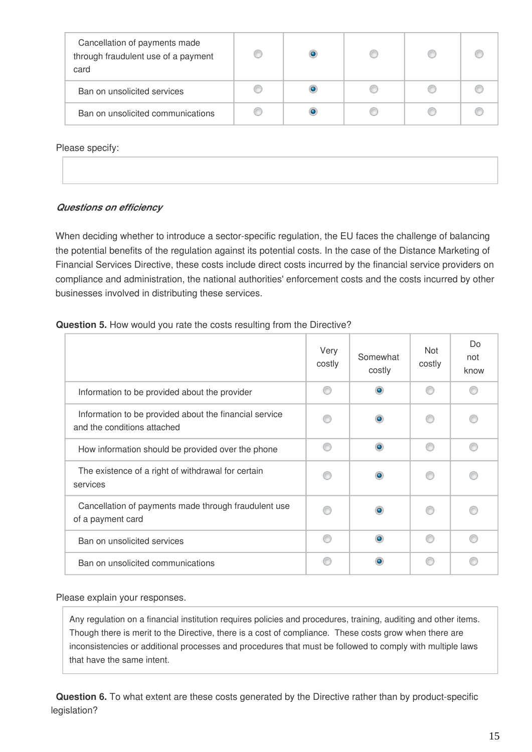| | | | | | |
|---|---|---|---|---|---|
| Cancellation of payments made through fraudulent use of a payment card | ○ | ● | ○ | ○ | ○ |
| Ban on unsolicited services | ○ | ● | ○ | ○ | ○ |
| Ban on unsolicited communications | ○ | ● | ○ | ○ | ○ |

Please specify:

***Questions on efficiency***

When deciding whether to introduce a sector-specific regulation, the EU faces the challenge of balancing the potential benefits of the regulation against its potential costs. In the case of the Distance Marketing of Financial Services Directive, these costs include direct costs incurred by the financial service providers on compliance and administration, the national authorities' enforcement costs and the costs incurred by other businesses involved in distributing these services.

**Question 5.** How would you rate the costs resulting from the Directive?

| | Very costly | Somewhat costly | Not costly | Do not know |
|---|---|---|---|---|
| Information to be provided about the provider | ○ | ● | ○ | ○ |
| Information to be provided about the financial service and the conditions attached | ○ | ● | ○ | ○ |
| How information should be provided over the phone | ○ | ● | ○ | ○ |
| The existence of a right of withdrawal for certain services | ○ | ● | ○ | ○ |
| Cancellation of payments made through fraudulent use of a payment card | ○ | ● | ○ | ○ |
| Ban on unsolicited services | ○ | ● | ○ | ○ |
| Ban on unsolicited communications | ○ | ● | ○ | ○ |

Please explain your responses.

Any regulation on a financial institution requires policies and procedures, training, auditing and other items. Though there is merit to the Directive, there is a cost of compliance. These costs grow when there are inconsistencies or additional processes and procedures that must be followed to comply with multiple laws that have the same intent.

**Question 6.** To what extent are these costs generated by the Directive rather than by product-specific legislation?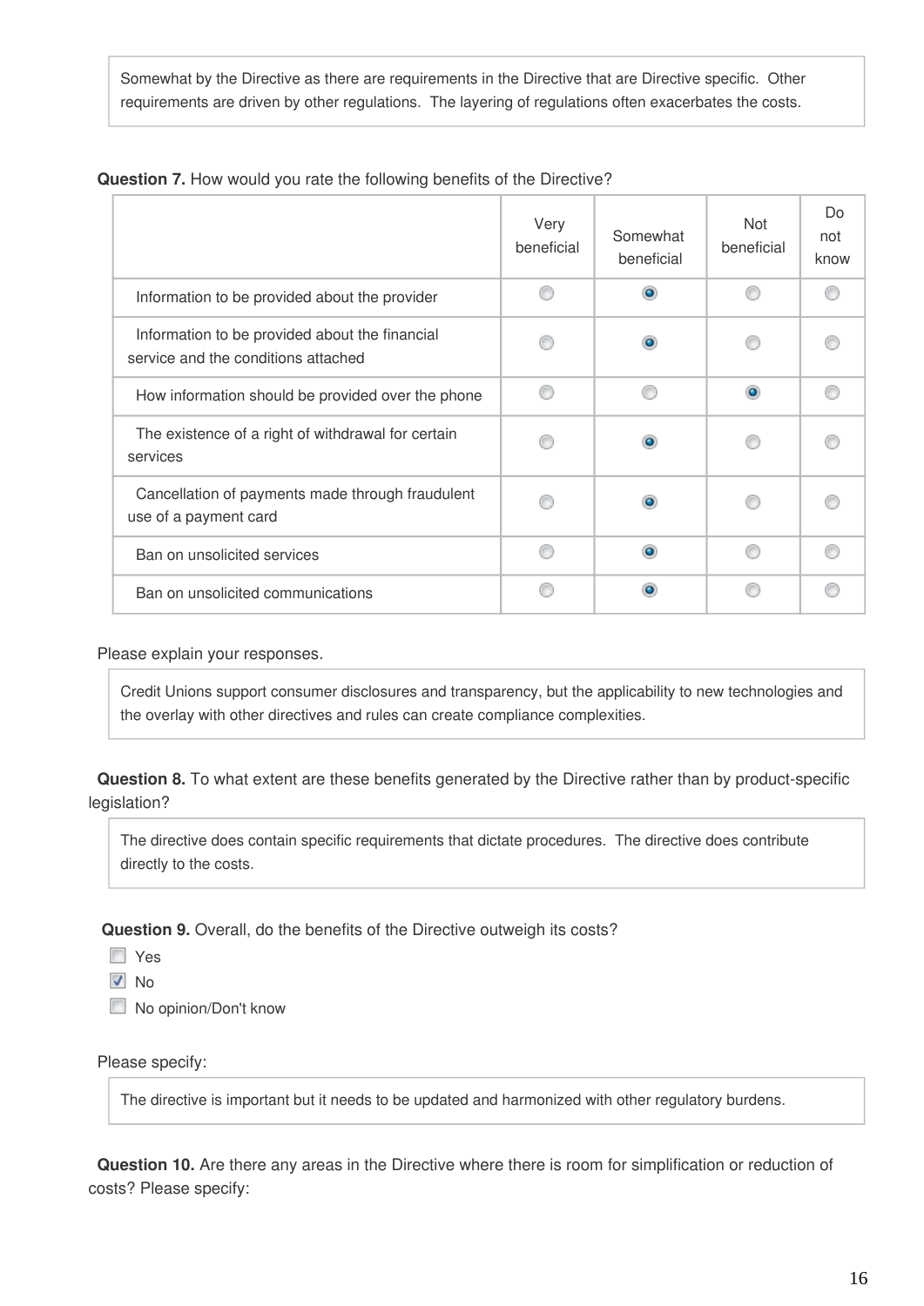Somewhat by the Directive as there are requirements in the Directive that are Directive specific. Other requirements are driven by other regulations. The layering of regulations often exacerbates the costs.

**Question 7.** How would you rate the following benefits of the Directive?

| | Very beneficial | Somewhat beneficial | Not beneficial | Do not know |
|---|---|---|---|---|
| Information to be provided about the provider | ○ | ● | ○ | ○ |
| Information to be provided about the financial service and the conditions attached | ○ | ● | ○ | ○ |
| How information should be provided over the phone | ○ | ○ | ● | ○ |
| The existence of a right of withdrawal for certain services | ○ | ● | ○ | ○ |
| Cancellation of payments made through fraudulent use of a payment card | ○ | ● | ○ | ○ |
| Ban on unsolicited services | ○ | ● | ○ | ○ |
| Ban on unsolicited communications | ○ | ● | ○ | ○ |

Please explain your responses.

Credit Unions support consumer disclosures and transparency, but the applicability to new technologies and the overlay with other directives and rules can create compliance complexities.

**Question 8.** To what extent are these benefits generated by the Directive rather than by product-specific legislation?

The directive does contain specific requirements that dictate procedures. The directive does contribute directly to the costs.

**Question 9.** Overall, do the benefits of the Directive outweigh its costs?

- [ ] Yes
- [x] No
- [ ] No opinion/Don't know

Please specify:

The directive is important but it needs to be updated and harmonized with other regulatory burdens.

**Question 10.** Are there any areas in the Directive where there is room for simplification or reduction of costs? Please specify: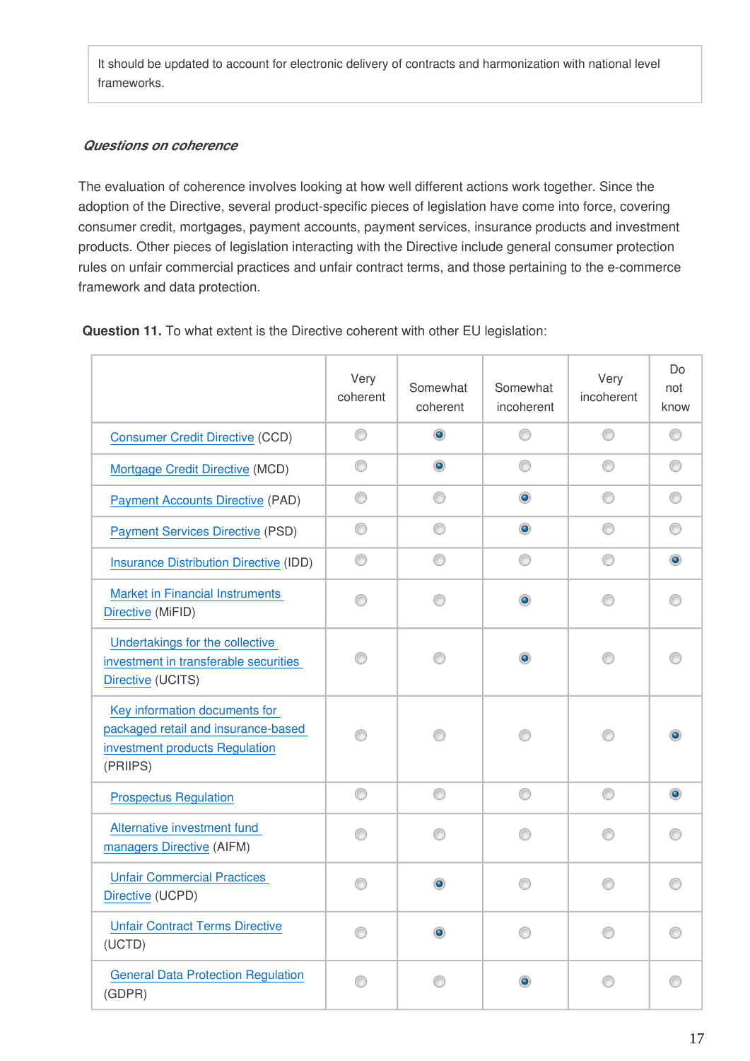It should be updated to account for electronic delivery of contracts and harmonization with national level frameworks.

***Questions on coherence***

The evaluation of coherence involves looking at how well different actions work together. Since the adoption of the Directive, several product-specific pieces of legislation have come into force, covering consumer credit, mortgages, payment accounts, payment services, insurance products and investment products. Other pieces of legislation interacting with the Directive include general consumer protection rules on unfair commercial practices and unfair contract terms, and those pertaining to the e-commerce framework and data protection.

**Question 11.** To what extent is the Directive coherent with other EU legislation:

| | Very coherent | Somewhat coherent | Somewhat incoherent | Very incoherent | Do not know |
|---|---|---|---|---|---|
| Consumer Credit Directive (CCD) | ○ | ◉ | ○ | ○ | ○ |
| Mortgage Credit Directive (MCD) | ○ | ◉ | ○ | ○ | ○ |
| Payment Accounts Directive (PAD) | ○ | ○ | ◉ | ○ | ○ |
| Payment Services Directive (PSD) | ○ | ○ | ◉ | ○ | ○ |
| Insurance Distribution Directive (IDD) | ○ | ○ | ○ | ○ | ◉ |
| Market in Financial Instruments Directive (MiFID) | ○ | ○ | ◉ | ○ | ○ |
| Undertakings for the collective investment in transferable securities Directive (UCITS) | ○ | ○ | ◉ | ○ | ○ |
| Key information documents for packaged retail and insurance-based investment products Regulation (PRIIPS) | ○ | ○ | ○ | ○ | ◉ |
| Prospectus Regulation | ○ | ○ | ○ | ○ | ◉ |
| Alternative investment fund managers Directive (AIFM) | ○ | ○ | ○ | ○ | ○ |
| Unfair Commercial Practices Directive (UCPD) | ○ | ◉ | ○ | ○ | ○ |
| Unfair Contract Terms Directive (UCTD) | ○ | ◉ | ○ | ○ | ○ |
| General Data Protection Regulation (GDPR) | ○ | ○ | ◉ | ○ | ○ |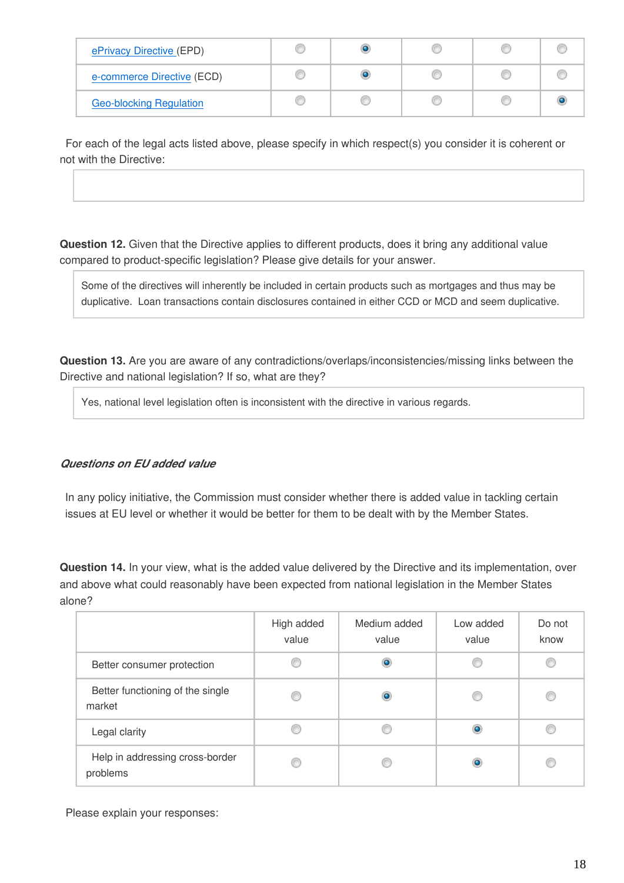| | | | | | |
|---|---|---|---|---|---|
| ePrivacy Directive (EPD) | ○ | ● | ○ | ○ | ○ |
| e-commerce Directive (ECD) | ○ | ● | ○ | ○ | ○ |
| Geo-blocking Regulation | ○ | ○ | ○ | ○ | ● |

For each of the legal acts listed above, please specify in which respect(s) you consider it is coherent or not with the Directive:

**Question 12.** Given that the Directive applies to different products, does it bring any additional value compared to product-specific legislation? Please give details for your answer.

> Some of the directives will inherently be included in certain products such as mortgages and thus may be duplicative. Loan transactions contain disclosures contained in either CCD or MCD and seem duplicative.

**Question 13.** Are you are aware of any contradictions/overlaps/inconsistencies/missing links between the Directive and national legislation? If so, what are they?

> Yes, national level legislation often is inconsistent with the directive in various regards.

### *Questions on EU added value*

In any policy initiative, the Commission must consider whether there is added value in tackling certain issues at EU level or whether it would be better for them to be dealt with by the Member States.

**Question 14.** In your view, what is the added value delivered by the Directive and its implementation, over and above what could reasonably have been expected from national legislation in the Member States alone?

| | High added value | Medium added value | Low added value | Do not know |
|---|---|---|---|---|
| Better consumer protection | ○ | ● | ○ | ○ |
| Better functioning of the single market | ○ | ● | ○ | ○ |
| Legal clarity | ○ | ○ | ● | ○ |
| Help in addressing cross-border problems | ○ | ○ | ● | ○ |

Please explain your responses: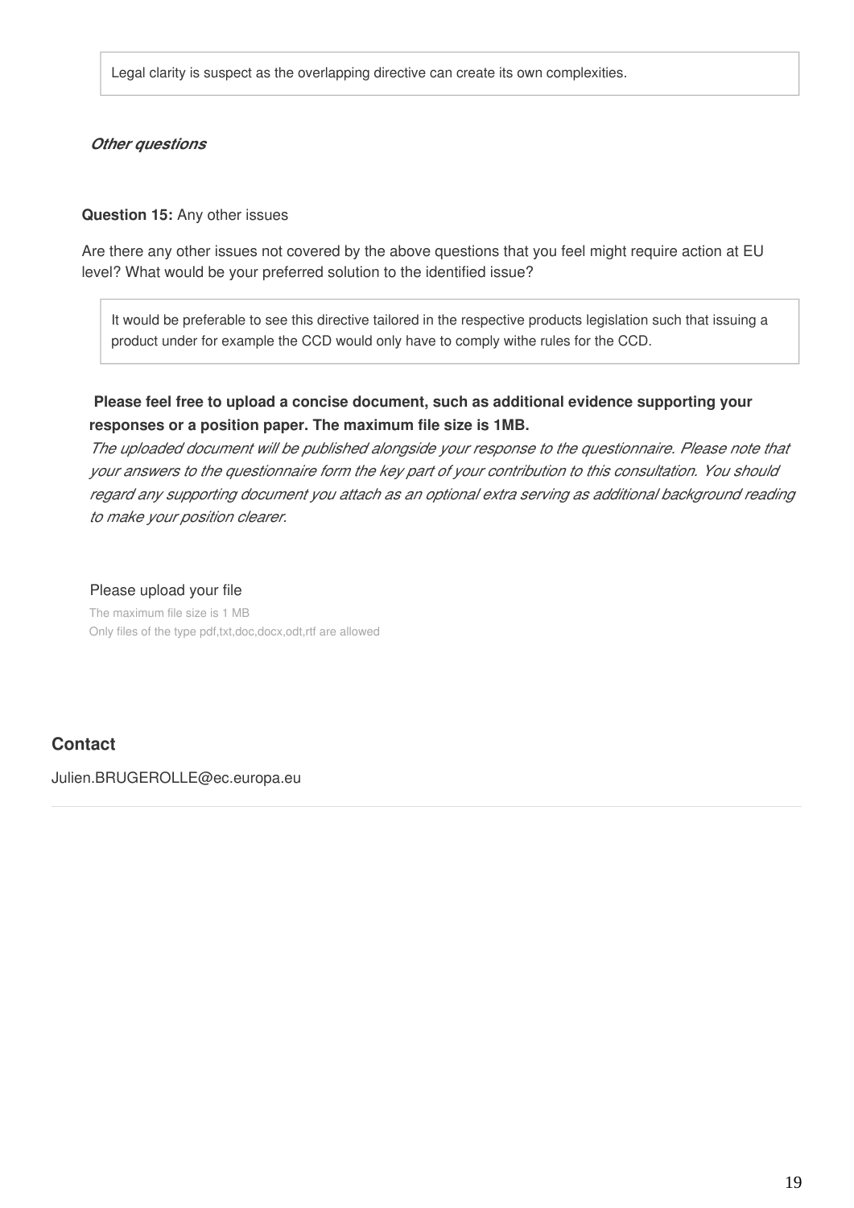Legal clarity is suspect as the overlapping directive can create its own complexities.

***Other questions***

**Question 15:** Any other issues

Are there any other issues not covered by the above questions that you feel might require action at EU level? What would be your preferred solution to the identified issue?

It would be preferable to see this directive tailored in the respective products legislation such that issuing a product under for example the CCD would only have to comply withe rules for the CCD.

**Please feel free to upload a concise document, such as additional evidence supporting your responses or a position paper. The maximum file size is 1MB.**

*The uploaded document will be published alongside your response to the questionnaire. Please note that your answers to the questionnaire form the key part of your contribution to this consultation. You should regard any supporting document you attach as an optional extra serving as additional background reading to make your position clearer.*

Please upload your file

The maximum file size is 1 MB

Only files of the type pdf,txt,doc,docx,odt,rtf are allowed

## Contact

Julien.BRUGEROLLE@ec.europa.eu